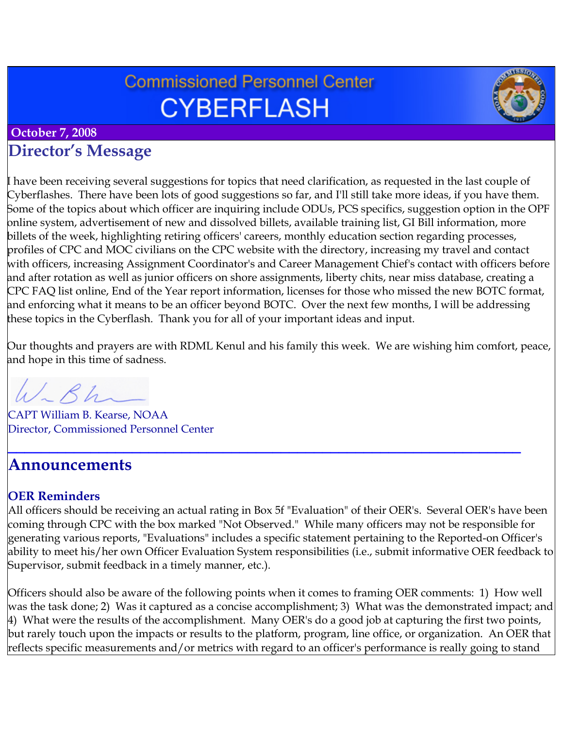# Commissioned Personnel Center
# CYBERFLASH

**October 7, 2008**

## Director's Message

I have been receiving several suggestions for topics that need clarification, as requested in the last couple of Cyberflashes. There have been lots of good suggestions so far, and I'll still take more ideas, if you have them. Some of the topics about which officer are inquiring include ODUs, PCS specifics, suggestion option in the OPF online system, advertisement of new and dissolved billets, available training list, GI Bill information, more billets of the week, highlighting retiring officers' careers, monthly education section regarding processes, profiles of CPC and MOC civilians on the CPC website with the directory, increasing my travel and contact with officers, increasing Assignment Coordinator's and Career Management Chief's contact with officers before and after rotation as well as junior officers on shore assignments, liberty chits, near miss database, creating a CPC FAQ list online, End of the Year report information, licenses for those who missed the new BOTC format, and enforcing what it means to be an officer beyond BOTC. Over the next few months, I will be addressing these topics in the Cyberflash. Thank you for all of your important ideas and input.

Our thoughts and prayers are with RDML Kenul and his family this week. We are wishing him comfort, peace, and hope in this time of sadness.

CAPT William B. Kearse, NOAA
Director, Commissioned Personnel Center

## Announcements

### OER Reminders

All officers should be receiving an actual rating in Box 5f "Evaluation" of their OER's. Several OER's have been coming through CPC with the box marked "Not Observed." While many officers may not be responsible for generating various reports, "Evaluations" includes a specific statement pertaining to the Reported-on Officer's ability to meet his/her own Officer Evaluation System responsibilities (i.e., submit informative OER feedback to Supervisor, submit feedback in a timely manner, etc.).

Officers should also be aware of the following points when it comes to framing OER comments: 1) How well was the task done; 2) Was it captured as a concise accomplishment; 3) What was the demonstrated impact; and 4) What were the results of the accomplishment. Many OER's do a good job at capturing the first two points, but rarely touch upon the impacts or results to the platform, program, line office, or organization. An OER that reflects specific measurements and/or metrics with regard to an officer's performance is really going to stand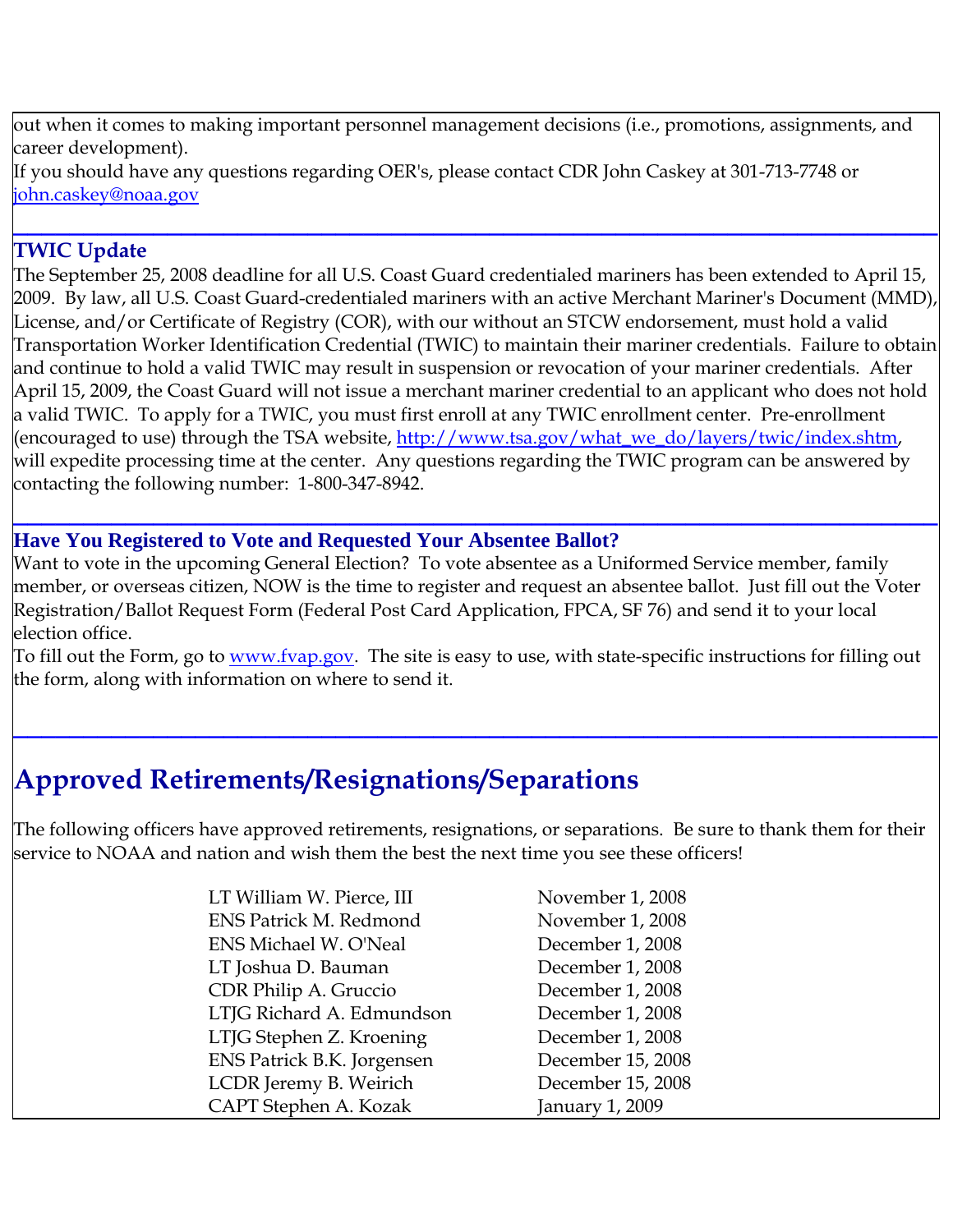out when it comes to making important personnel management decisions (i.e., promotions, assignments, and career development).

If you should have any questions regarding OER's, please contact CDR John Caskey at 301-713-7748 or john.caskey@noaa.gov

---

### TWIC Update

The September 25, 2008 deadline for all U.S. Coast Guard credentialed mariners has been extended to April 15, 2009. By law, all U.S. Coast Guard-credentialed mariners with an active Merchant Mariner's Document (MMD), License, and/or Certificate of Registry (COR), with our without an STCW endorsement, must hold a valid Transportation Worker Identification Credential (TWIC) to maintain their mariner credentials. Failure to obtain and continue to hold a valid TWIC may result in suspension or revocation of your mariner credentials. After April 15, 2009, the Coast Guard will not issue a merchant mariner credential to an applicant who does not hold a valid TWIC. To apply for a TWIC, you must first enroll at any TWIC enrollment center. Pre-enrollment (encouraged to use) through the TSA website, http://www.tsa.gov/what_we_do/layers/twic/index.shtm, will expedite processing time at the center. Any questions regarding the TWIC program can be answered by contacting the following number: 1-800-347-8942.

---

### Have You Registered to Vote and Requested Your Absentee Ballot?

Want to vote in the upcoming General Election? To vote absentee as a Uniformed Service member, family member, or overseas citizen, NOW is the time to register and request an absentee ballot. Just fill out the Voter Registration/Ballot Request Form (Federal Post Card Application, FPCA, SF 76) and send it to your local election office.

To fill out the Form, go to www.fvap.gov. The site is easy to use, with state-specific instructions for filling out the form, along with information on where to send it.

---

## Approved Retirements/Resignations/Separations

The following officers have approved retirements, resignations, or separations. Be sure to thank them for their service to NOAA and nation and wish them the best the next time you see these officers!

| Officer | Date |
|---|---|
| LT William W. Pierce, III | November 1, 2008 |
| ENS Patrick M. Redmond | November 1, 2008 |
| ENS Michael W. O'Neal | December 1, 2008 |
| LT Joshua D. Bauman | December 1, 2008 |
| CDR Philip A. Gruccio | December 1, 2008 |
| LTJG Richard A. Edmundson | December 1, 2008 |
| LTJG Stephen Z. Kroening | December 1, 2008 |
| ENS Patrick B.K. Jorgensen | December 15, 2008 |
| LCDR Jeremy B. Weirich | December 15, 2008 |
| CAPT Stephen A. Kozak | January 1, 2009 |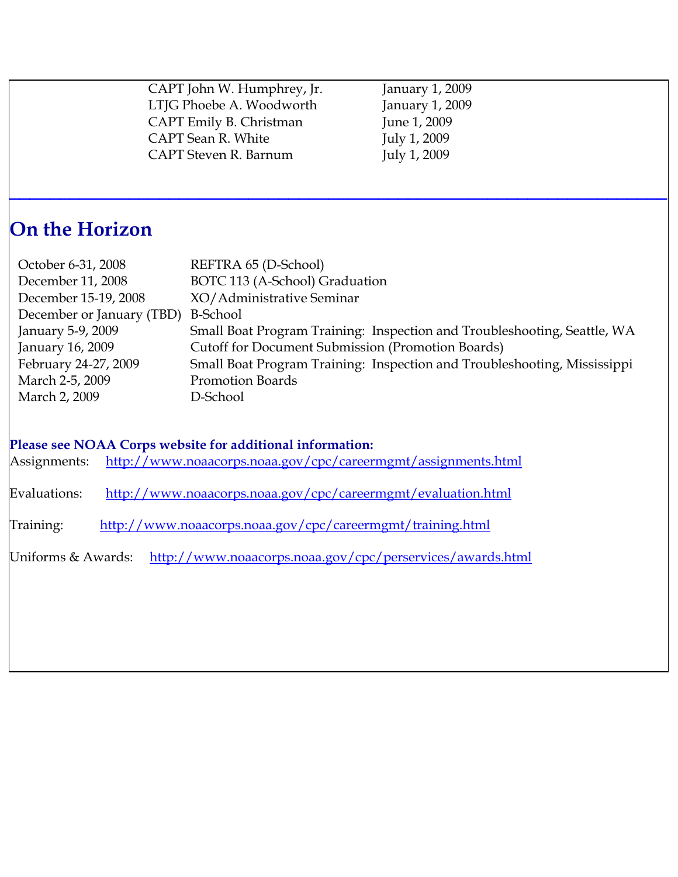| | |
|---|---|
| CAPT John W. Humphrey, Jr. | January 1, 2009 |
| LTJG Phoebe A. Woodworth | January 1, 2009 |
| CAPT Emily B. Christman | June 1, 2009 |
| CAPT Sean R. White | July 1, 2009 |
| CAPT Steven R. Barnum | July 1, 2009 |

## On the Horizon

| | |
|---|---|
| October 6-31, 2008 | REFTRA 65 (D-School) |
| December 11, 2008 | BOTC 113 (A-School) Graduation |
| December 15-19, 2008 | XO/Administrative Seminar |
| December or January (TBD) | B-School |
| January 5-9, 2009 | Small Boat Program Training: Inspection and Troubleshooting, Seattle, WA |
| January 16, 2009 | Cutoff for Document Submission (Promotion Boards) |
| February 24-27, 2009 | Small Boat Program Training: Inspection and Troubleshooting, Mississippi |
| March 2-5, 2009 | Promotion Boards |
| March 2, 2009 | D-School |

**Please see NOAA Corps website for additional information:**

Assignments: http://www.noaacorps.noaa.gov/cpc/careermgmt/assignments.html

Evaluations: http://www.noaacorps.noaa.gov/cpc/careermgmt/evaluation.html

Training: http://www.noaacorps.noaa.gov/cpc/careermgmt/training.html

Uniforms & Awards: http://www.noaacorps.noaa.gov/cpc/perservices/awards.html